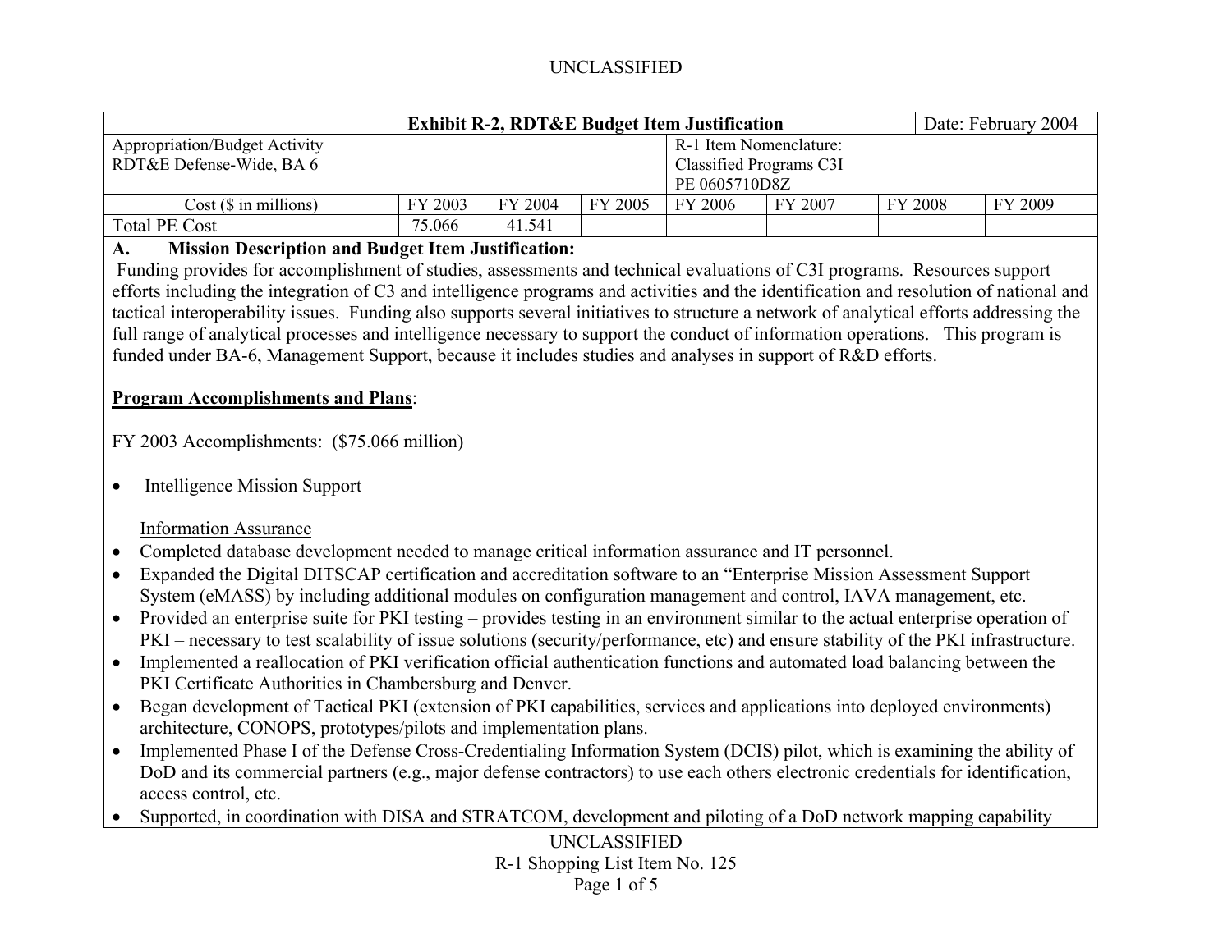| Exhibit R-2, RDT&E Budget Item Justification | | | | | | | Date: February 2004 |
|---|---|---|---|---|---|---|---|
| Appropriation/Budget Activity<br>RDT&E Defense-Wide, BA 6 | | | | R-1 Item Nomenclature:<br>Classified Programs C3I<br>PE 0605710D8Z | | | |
| Cost ($ in millions) | FY 2003 | FY 2004 | FY 2005 | FY 2006 | FY 2007 | FY 2008 | FY 2009 |
| Total PE Cost | 75.066 | 41.541 | | | | | |

**A. Mission Description and Budget Item Justification:**

Funding provides for accomplishment of studies, assessments and technical evaluations of C3I programs. Resources support efforts including the integration of C3 and intelligence programs and activities and the identification and resolution of national and tactical interoperability issues. Funding also supports several initiatives to structure a network of analytical efforts addressing the full range of analytical processes and intelligence necessary to support the conduct of information operations. This program is funded under BA-6, Management Support, because it includes studies and analyses in support of R&D efforts.

**Program Accomplishments and Plans**:

FY 2003 Accomplishments: ($75.066 million)

- Intelligence Mission Support

Information Assurance

- Completed database development needed to manage critical information assurance and IT personnel.
- Expanded the Digital DITSCAP certification and accreditation software to an "Enterprise Mission Assessment Support System (eMASS) by including additional modules on configuration management and control, IAVA management, etc.
- Provided an enterprise suite for PKI testing – provides testing in an environment similar to the actual enterprise operation of PKI – necessary to test scalability of issue solutions (security/performance, etc) and ensure stability of the PKI infrastructure.
- Implemented a reallocation of PKI verification official authentication functions and automated load balancing between the PKI Certificate Authorities in Chambersburg and Denver.
- Began development of Tactical PKI (extension of PKI capabilities, services and applications into deployed environments) architecture, CONOPS, prototypes/pilots and implementation plans.
- Implemented Phase I of the Defense Cross-Credentialing Information System (DCIS) pilot, which is examining the ability of DoD and its commercial partners (e.g., major defense contractors) to use each others electronic credentials for identification, access control, etc.
- Supported, in coordination with DISA and STRATCOM, development and piloting of a DoD network mapping capability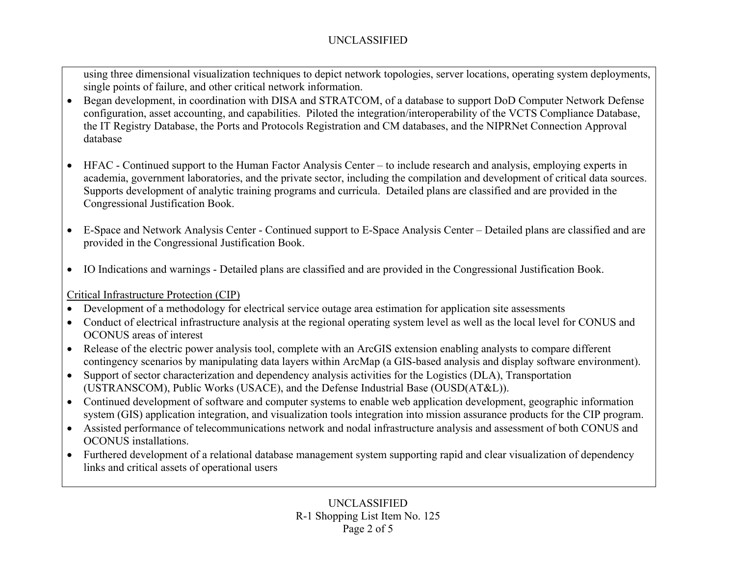using three dimensional visualization techniques to depict network topologies, server locations, operating system deployments, single points of failure, and other critical network information.

- Began development, in coordination with DISA and STRATCOM, of a database to support DoD Computer Network Defense configuration, asset accounting, and capabilities. Piloted the integration/interoperability of the VCTS Compliance Database, the IT Registry Database, the Ports and Protocols Registration and CM databases, and the NIPRNet Connection Approval database

- HFAC - Continued support to the Human Factor Analysis Center – to include research and analysis, employing experts in academia, government laboratories, and the private sector, including the compilation and development of critical data sources. Supports development of analytic training programs and curricula. Detailed plans are classified and are provided in the Congressional Justification Book.

- E-Space and Network Analysis Center - Continued support to E-Space Analysis Center – Detailed plans are classified and are provided in the Congressional Justification Book.

- IO Indications and warnings - Detailed plans are classified and are provided in the Congressional Justification Book.

Critical Infrastructure Protection (CIP)

- Development of a methodology for electrical service outage area estimation for application site assessments
- Conduct of electrical infrastructure analysis at the regional operating system level as well as the local level for CONUS and OCONUS areas of interest
- Release of the electric power analysis tool, complete with an ArcGIS extension enabling analysts to compare different contingency scenarios by manipulating data layers within ArcMap (a GIS-based analysis and display software environment).
- Support of sector characterization and dependency analysis activities for the Logistics (DLA), Transportation (USTRANSCOM), Public Works (USACE), and the Defense Industrial Base (OUSD(AT&L)).
- Continued development of software and computer systems to enable web application development, geographic information system (GIS) application integration, and visualization tools integration into mission assurance products for the CIP program.
- Assisted performance of telecommunications network and nodal infrastructure analysis and assessment of both CONUS and OCONUS installations.
- Furthered development of a relational database management system supporting rapid and clear visualization of dependency links and critical assets of operational users

R-1 Shopping List Item No. 125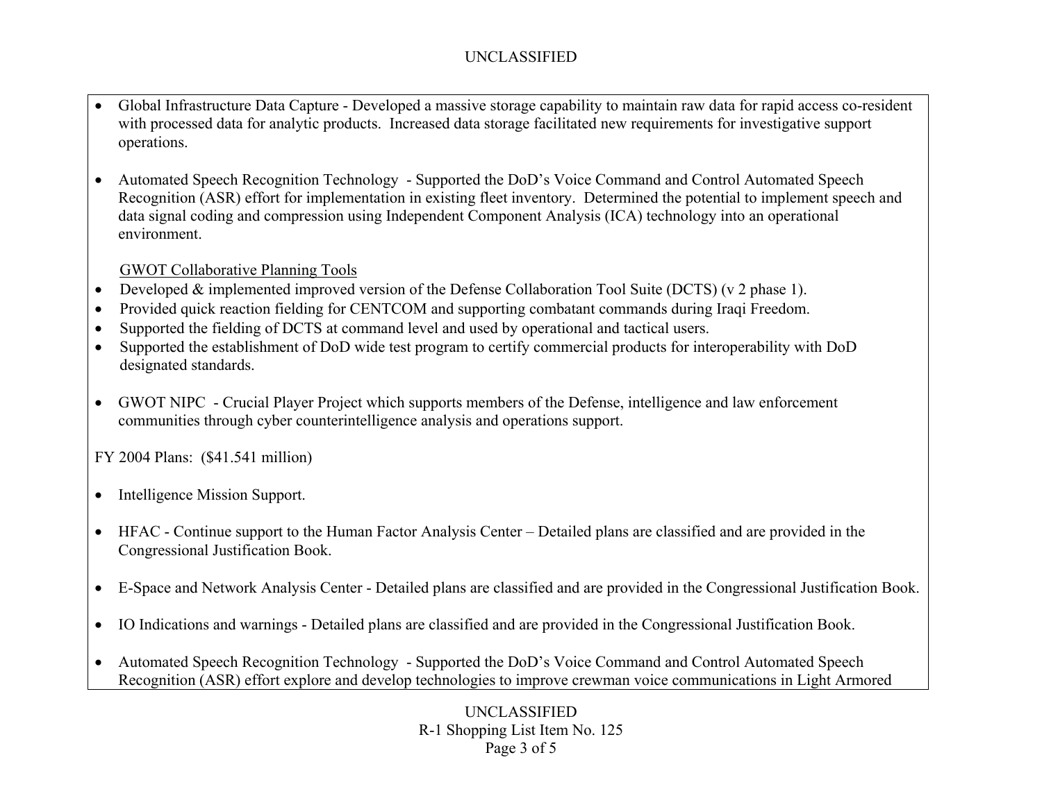- Global Infrastructure Data Capture - Developed a massive storage capability to maintain raw data for rapid access co-resident with processed data for analytic products. Increased data storage facilitated new requirements for investigative support operations.

- Automated Speech Recognition Technology - Supported the DoD's Voice Command and Control Automated Speech Recognition (ASR) effort for implementation in existing fleet inventory. Determined the potential to implement speech and data signal coding and compression using Independent Component Analysis (ICA) technology into an operational environment.

<u>GWOT Collaborative Planning Tools</u>

- Developed & implemented improved version of the Defense Collaboration Tool Suite (DCTS) (v 2 phase 1).
- Provided quick reaction fielding for CENTCOM and supporting combatant commands during Iraqi Freedom.
- Supported the fielding of DCTS at command level and used by operational and tactical users.
- Supported the establishment of DoD wide test program to certify commercial products for interoperability with DoD designated standards.

- GWOT NIPC - Crucial Player Project which supports members of the Defense, intelligence and law enforcement communities through cyber counterintelligence analysis and operations support.

FY 2004 Plans: ($41.541 million)

- Intelligence Mission Support.

- HFAC - Continue support to the Human Factor Analysis Center – Detailed plans are classified and are provided in the Congressional Justification Book.

- E-Space and Network Analysis Center - Detailed plans are classified and are provided in the Congressional Justification Book.

- IO Indications and warnings - Detailed plans are classified and are provided in the Congressional Justification Book.

- Automated Speech Recognition Technology - Supported the DoD's Voice Command and Control Automated Speech Recognition (ASR) effort explore and develop technologies to improve crewman voice communications in Light Armored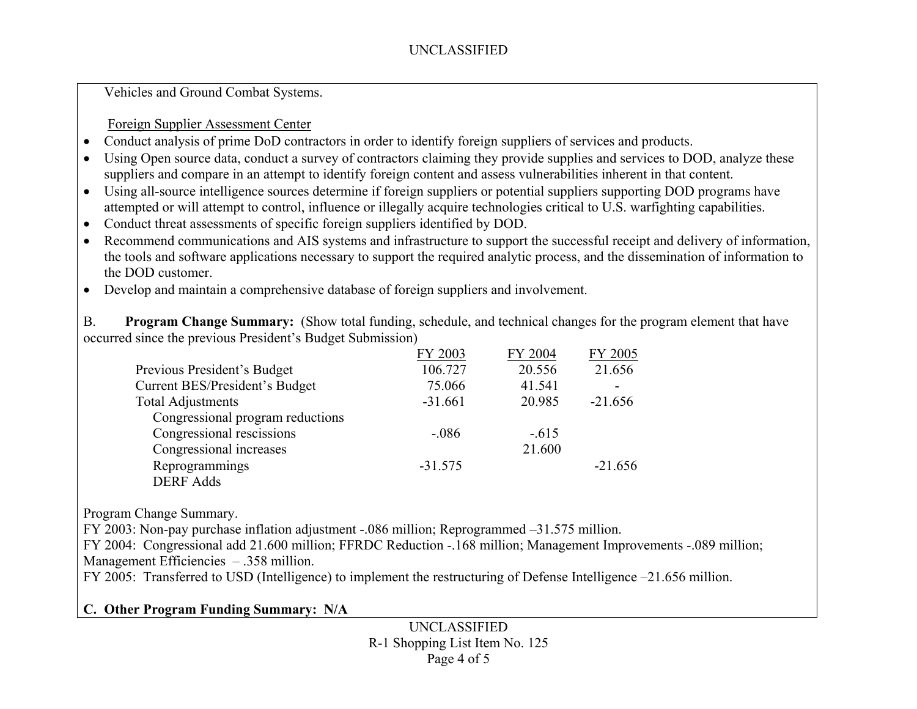Vehicles and Ground Combat Systems.

Foreign Supplier Assessment Center

- Conduct analysis of prime DoD contractors in order to identify foreign suppliers of services and products.
- Using Open source data, conduct a survey of contractors claiming they provide supplies and services to DOD, analyze these suppliers and compare in an attempt to identify foreign content and assess vulnerabilities inherent in that content.
- Using all-source intelligence sources determine if foreign suppliers or potential suppliers supporting DOD programs have attempted or will attempt to control, influence or illegally acquire technologies critical to U.S. warfighting capabilities.
- Conduct threat assessments of specific foreign suppliers identified by DOD.
- Recommend communications and AIS systems and infrastructure to support the successful receipt and delivery of information, the tools and software applications necessary to support the required analytic process, and the dissemination of information to the DOD customer.
- Develop and maintain a comprehensive database of foreign suppliers and involvement.

B. **Program Change Summary:** (Show total funding, schedule, and technical changes for the program element that have occurred since the previous President's Budget Submission)

| | FY 2003 | FY 2004 | FY 2005 |
|---|---|---|---|
| Previous President's Budget | 106.727 | 20.556 | 21.656 |
| Current BES/President's Budget | 75.066 | 41.541 | - |
| Total Adjustments | -31.661 | 20.985 | -21.656 |
| Congressional program reductions | | | |
| Congressional rescissions | -.086 | -.615 | |
| Congressional increases | | 21.600 | |
| Reprogrammings | -31.575 | | -21.656 |
| DERF Adds | | | |

Program Change Summary.

FY 2003: Non-pay purchase inflation adjustment -.086 million; Reprogrammed –31.575 million.

FY 2004: Congressional add 21.600 million; FFRDC Reduction -.168 million; Management Improvements -.089 million; Management Efficiencies – .358 million.

FY 2005: Transferred to USD (Intelligence) to implement the restructuring of Defense Intelligence –21.656 million.

**C. Other Program Funding Summary: N/A**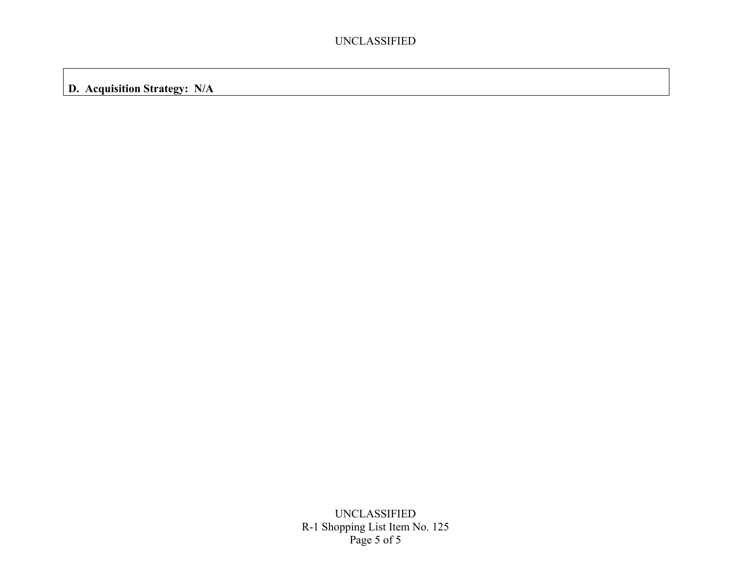**D. Acquisition Strategy: N/A**